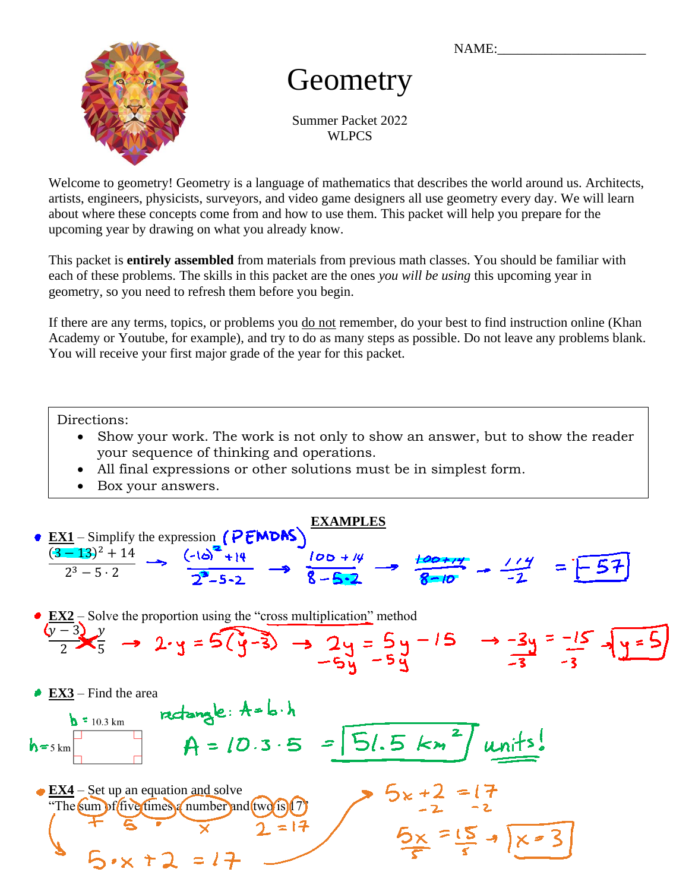NAME:______________________

# Geometry

Summer Packet 2022
WLPCS

Welcome to geometry! Geometry is a language of mathematics that describes the world around us. Architects, artists, engineers, physicists, surveyors, and video game designers all use geometry every day. We will learn about where these concepts come from and how to use them. This packet will help you prepare for the upcoming year by drawing on what you already know.

This packet is **entirely assembled** from materials from previous math classes. You should be familiar with each of these problems. The skills in this packet are the ones *you will be using* this upcoming year in geometry, so you need to refresh them before you begin.

If there are any terms, topics, or problems you <u>do not</u> remember, do your best to find instruction online (Khan Academy or Youtube, for example), and try to do as many steps as possible. Do not leave any problems blank. You will receive your first major grade of the year for this packet.

Directions:

- Show your work. The work is not only to show an answer, but to show the reader your sequence of thinking and operations.
- All final expressions or other solutions must be in simplest form.
- Box your answers.

## EXAMPLES

**EX1** – Simplify the expression (PEMDAS)

$$\frac{(3-13)^2+14}{2^3-5\cdot 2} \rightarrow \frac{(-10)^2+14}{2^3-5\cdot 2} \rightarrow \frac{100+14}{8-5\cdot 2} \rightarrow \frac{100+14}{8-10} \rightarrow \frac{114}{-2} = \boxed{-57}$$

**EX2** – Solve the proportion using the "cross multiplication" method

$$\frac{y-3}{2} = \frac{y}{5} \rightarrow 2\cdot y = 5(y-3) \rightarrow 2y = 5y - 15 \rightarrow \frac{-3y}{-3} = \frac{-15}{-3} \rightarrow \boxed{y=5}$$

($2y - 5y = 5y - 5y - 15$)

**EX3** – Find the area

b = 10.3 km, h = 5 km

rectangle: $A = b\cdot h$

$$A = 10.3\cdot 5 = \boxed{51.5\ km^2}$$ units!

**EX4** – Set up an equation and solve

"The sum of five times a number and two is 17"

(+ 5 · x 2 =17)

$$5\cdot x + 2 = 17$$

$$5x + 2 = 17$$
$$-2 \quad -2$$
$$\frac{5x}{5} = \frac{15}{5} \rightarrow \boxed{x=3}$$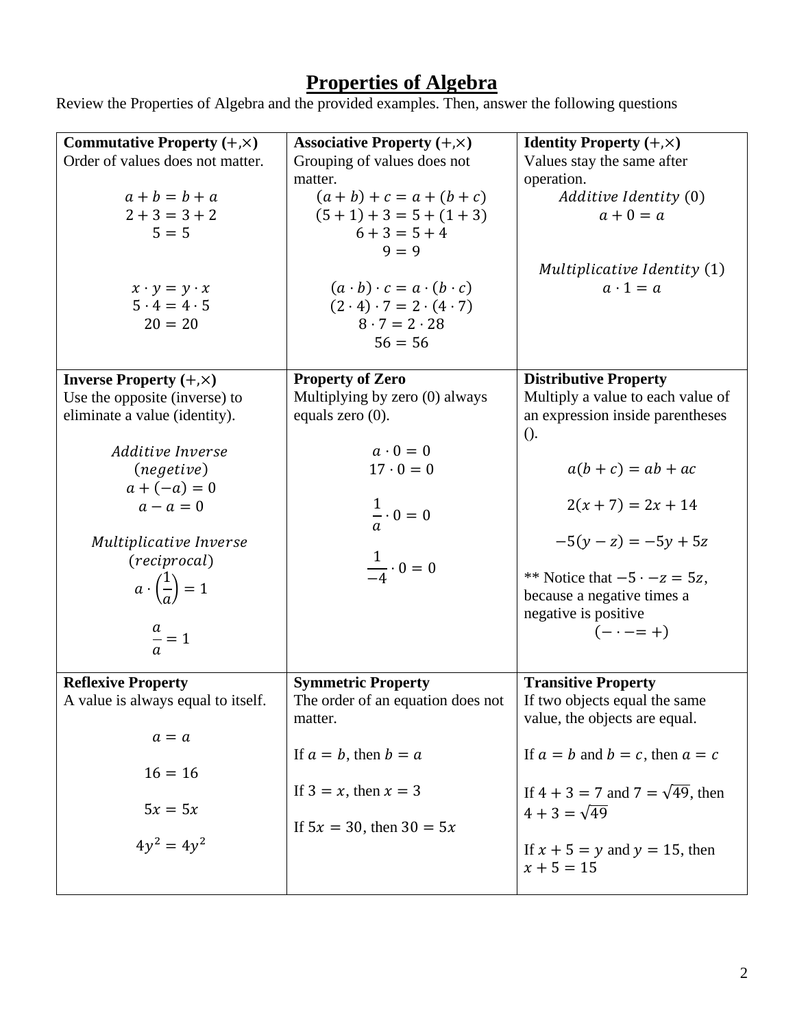# Properties of Algebra

Review the Properties of Algebra and the provided examples. Then, answer the following questions

| **Commutative Property (+,×)** | **Associative Property (+,×)** | **Identity Property (+,×)** |
|---|---|---|
| Order of values does not matter.<br><br>$a + b = b + a$<br>$2 + 3 = 3 + 2$<br>$5 = 5$<br><br>$x \cdot y = y \cdot x$<br>$5 \cdot 4 = 4 \cdot 5$<br>$20 = 20$ | Grouping of values does not matter.<br>$(a + b) + c = a + (b + c)$<br>$(5 + 1) + 3 = 5 + (1 + 3)$<br>$6 + 3 = 5 + 4$<br>$9 = 9$<br><br>$(a \cdot b) \cdot c = a \cdot (b \cdot c)$<br>$(2 \cdot 4) \cdot 7 = 2 \cdot (4 \cdot 7)$<br>$8 \cdot 7 = 2 \cdot 28$<br>$56 = 56$ | Values stay the same after operation.<br>$Additive\ Identity\ (0)$<br>$a + 0 = a$<br><br>$Multiplicative\ Identity\ (1)$<br>$a \cdot 1 = a$ |
| **Inverse Property (+,×)**<br>Use the opposite (inverse) to eliminate a value (identity).<br><br>$Additive\ Inverse$<br>$(negetive)$<br>$a + (-a) = 0$<br>$a - a = 0$<br><br>$Multiplicative\ Inverse$<br>$(reciprocal)$<br>$a \cdot \left(\frac{1}{a}\right) = 1$<br><br>$\frac{a}{a} = 1$ | **Property of Zero**<br>Multiplying by zero (0) always equals zero (0).<br><br>$a \cdot 0 = 0$<br>$17 \cdot 0 = 0$<br><br>$\frac{1}{a} \cdot 0 = 0$<br><br>$\frac{1}{-4} \cdot 0 = 0$ | **Distributive Property**<br>Multiply a value to each value of an expression inside parentheses ().<br><br>$a(b + c) = ab + ac$<br><br>$2(x + 7) = 2x + 14$<br><br>$-5(y - z) = -5y + 5z$<br><br>** Notice that $-5 \cdot -z = 5z$, because a negative times a negative is positive<br>$(- \cdot - = +)$ |
| **Reflexive Property**<br>A value is always equal to itself.<br><br>$a = a$<br><br>$16 = 16$<br><br>$5x = 5x$<br><br>$4y^2 = 4y^2$ | **Symmetric Property**<br>The order of an equation does not matter.<br><br>If $a = b$, then $b = a$<br><br>If $3 = x$, then $x = 3$<br><br>If $5x = 30$, then $30 = 5x$ | **Transitive Property**<br>If two objects equal the same value, the objects are equal.<br><br>If $a = b$ and $b = c$, then $a = c$<br><br>If $4 + 3 = 7$ and $7 = \sqrt{49}$, then $4 + 3 = \sqrt{49}$<br><br>If $x + 5 = y$ and $y = 15$, then $x + 5 = 15$ |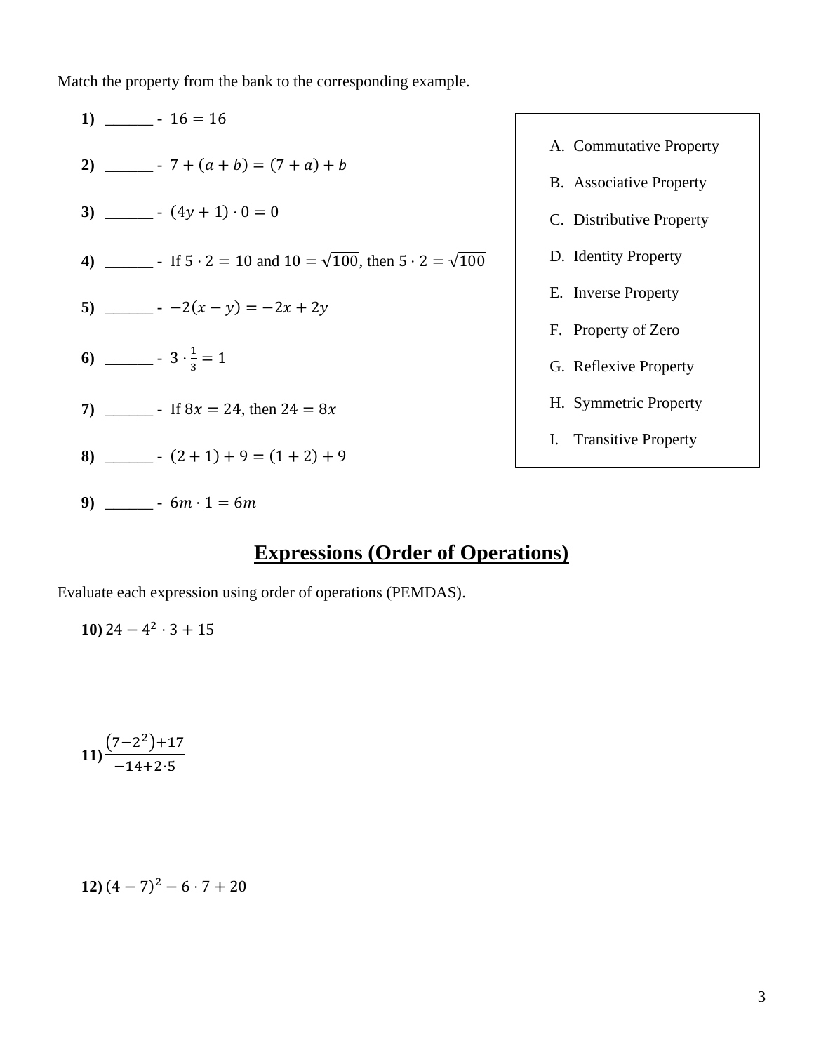Match the property from the bank to the corresponding example.

1) ______ - $16 = 16$

2) ______ - $7 + (a + b) = (7 + a) + b$

3) ______ - $(4y + 1) \cdot 0 = 0$

4) ______ - If $5 \cdot 2 = 10$ and $10 = \sqrt{100}$, then $5 \cdot 2 = \sqrt{100}$

5) ______ - $-2(x - y) = -2x + 2y$

6) ______ - $3 \cdot \frac{1}{3} = 1$

7) ______ - If $8x = 24$, then $24 = 8x$

8) ______ - $(2 + 1) + 9 = (1 + 2) + 9$

9) ______ - $6m \cdot 1 = 6m$

A. Commutative Property

B. Associative Property

C. Distributive Property

D. Identity Property

E. Inverse Property

F. Property of Zero

G. Reflexive Property

H. Symmetric Property

I. Transitive Property

## Expressions (Order of Operations)

Evaluate each expression using order of operations (PEMDAS).

**10)** $24 - 4^2 \cdot 3 + 15$

**11)** $\frac{(7-2^2)+17}{-14+2\cdot5}$

**12)** $(4 - 7)^2 - 6 \cdot 7 + 20$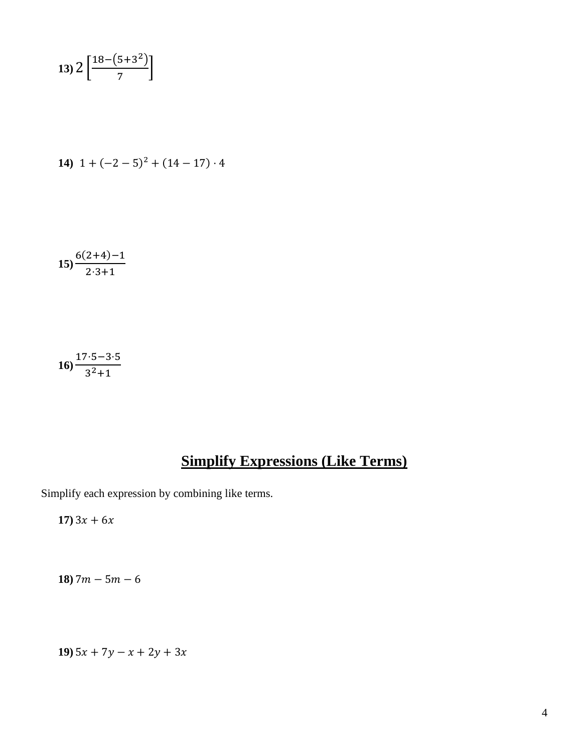**13)** $2\left[\frac{18-\left(5+3^2\right)}{7}\right]$

**14)** $1 + (-2 - 5)^2 + (14 - 17) \cdot 4$

**15)** $\frac{6(2+4)-1}{2 \cdot 3+1}$

**16)** $\frac{17 \cdot 5 - 3 \cdot 5}{3^2+1}$

## Simplify Expressions (Like Terms)

Simplify each expression by combining like terms.

**17)** $3x + 6x$

**18)** $7m - 5m - 6$

**19)** $5x + 7y - x + 2y + 3x$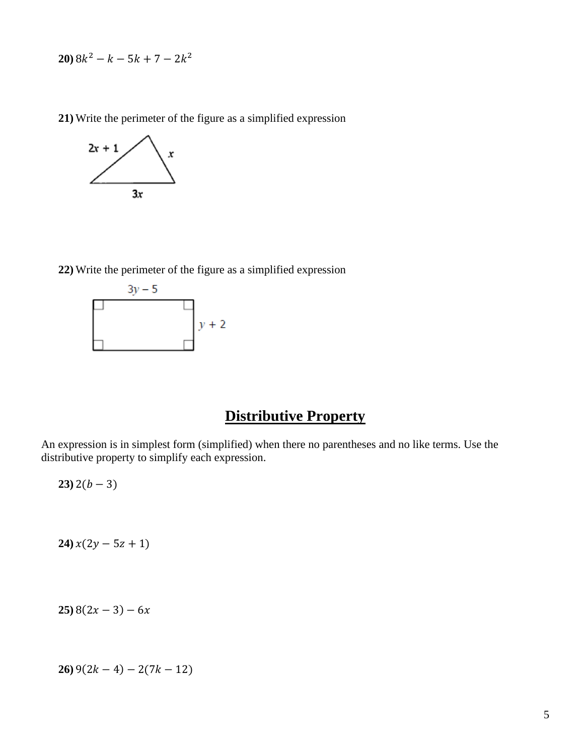**20)** $8k^2 - k - 5k + 7 - 2k^2$

**21)** Write the perimeter of the figure as a simplified expression

**22)** Write the perimeter of the figure as a simplified expression

## Distributive Property

An expression is in simplest form (simplified) when there no parentheses and no like terms. Use the distributive property to simplify each expression.

**23)** $2(b - 3)$

**24)** $x(2y - 5z + 1)$

**25)** $8(2x - 3) - 6x$

**26)** $9(2k - 4) - 2(7k - 12)$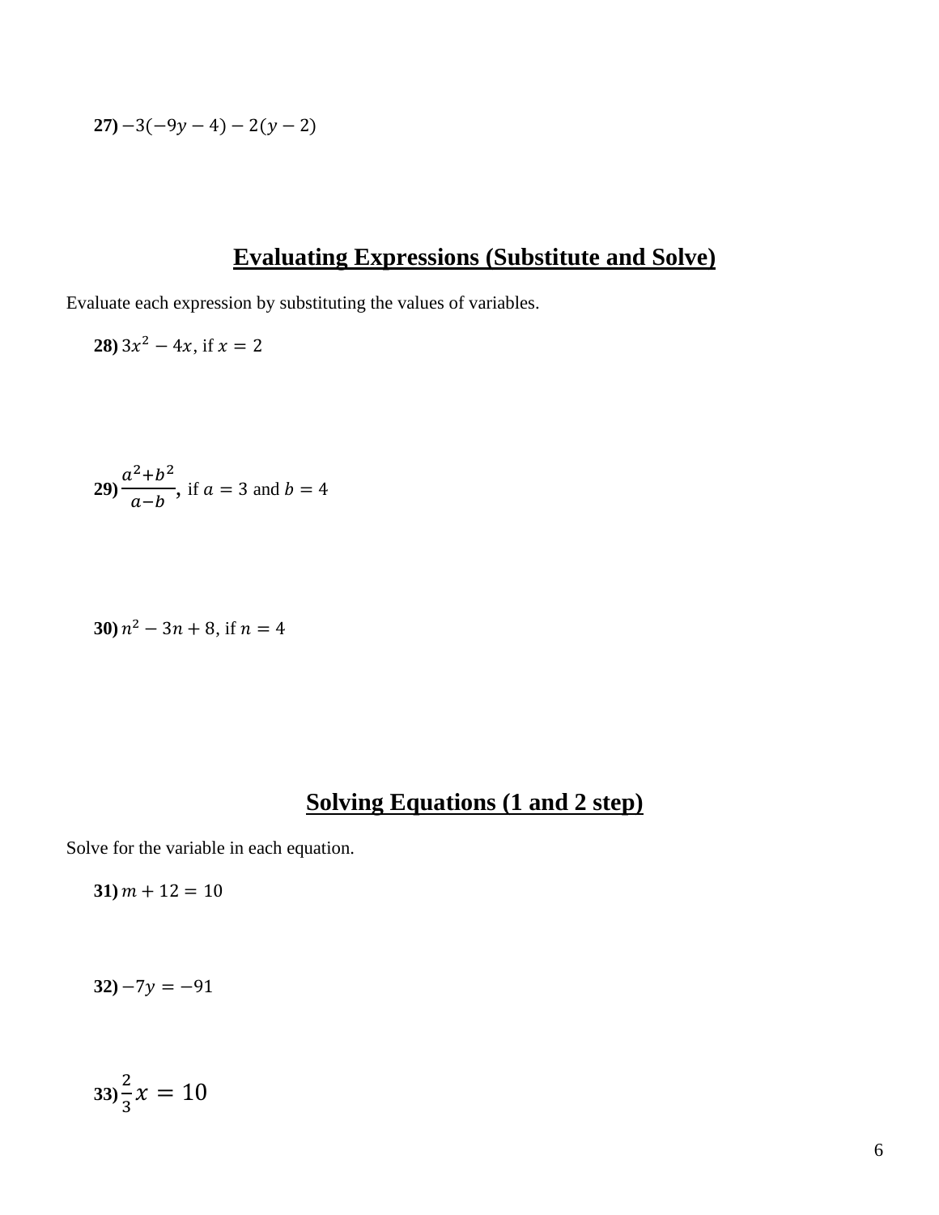**27)** $-3(-9y-4)-2(y-2)$

## Evaluating Expressions (Substitute and Solve)

Evaluate each expression by substituting the values of variables.

**28)** $3x^2-4x$, if $x=2$

**29)** $\frac{a^2+b^2}{a-b}$, if $a=3$ and $b=4$

**30)** $n^2-3n+8$, if $n=4$

## Solving Equations (1 and 2 step)

Solve for the variable in each equation.

**31)** $m+12=10$

**32)** $-7y=-91$

**33)** $\frac{2}{3}x=10$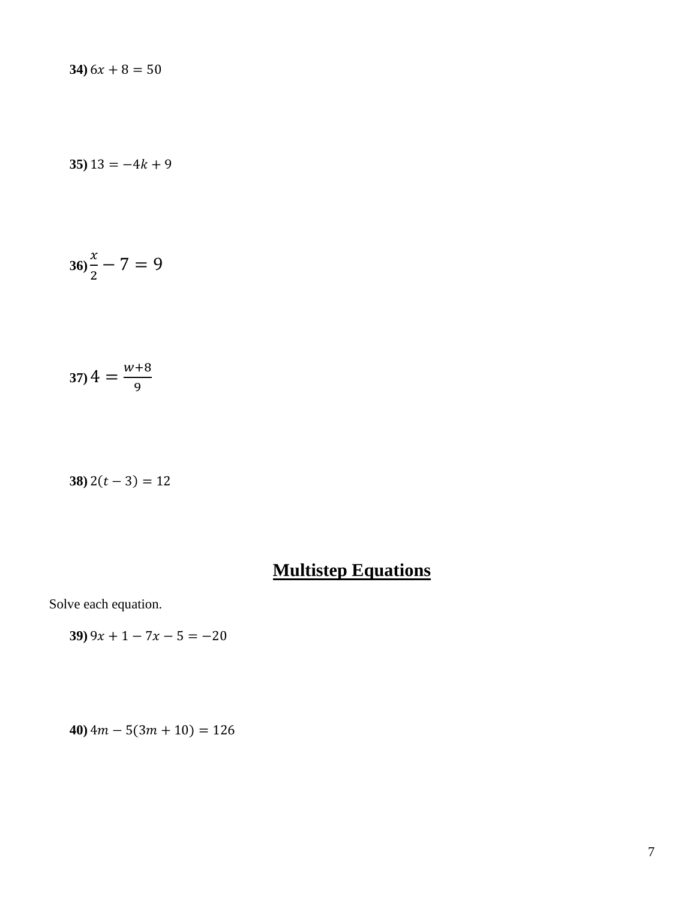**34)** $6x + 8 = 50$

**35)** $13 = -4k + 9$

**36)** $\frac{x}{2} - 7 = 9$

**37)** $4 = \frac{w+8}{9}$

**38)** $2(t - 3) = 12$

## <u>Multistep Equations</u>

Solve each equation.

**39)** $9x + 1 - 7x - 5 = -20$

**40)** $4m - 5(3m + 10) = 126$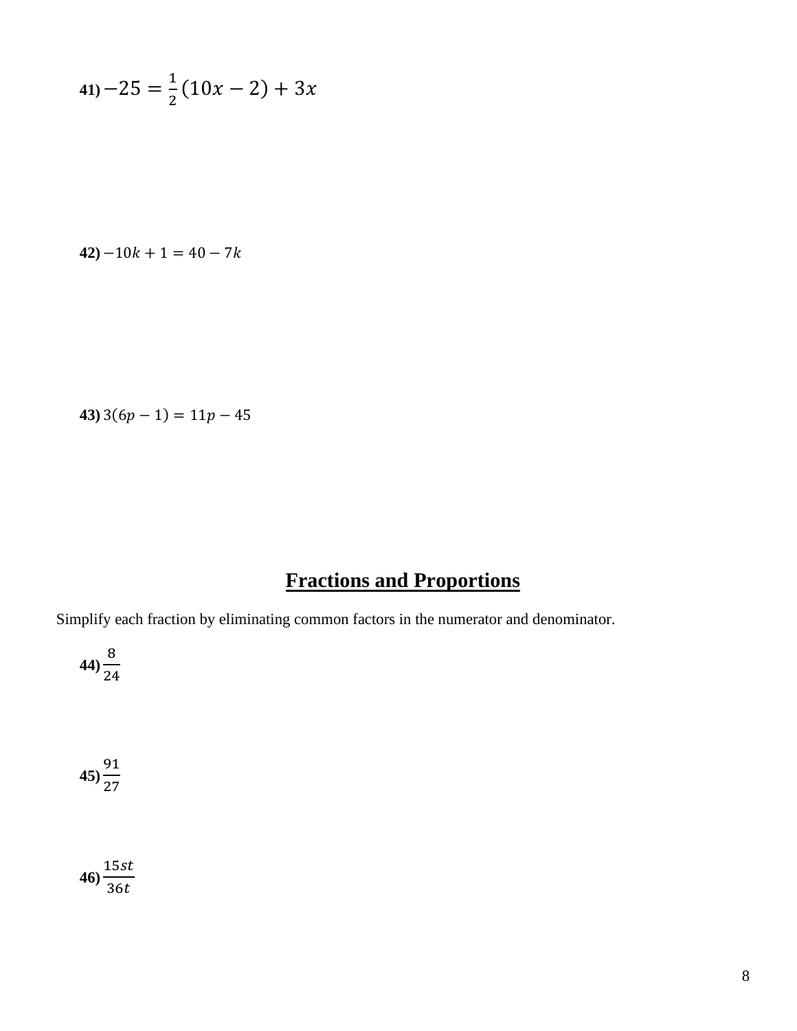**41)** $-25 = \frac{1}{2}(10x - 2) + 3x$

**42)** $-10k + 1 = 40 - 7k$

**43)** $3(6p - 1) = 11p - 45$

## Fractions and Proportions

Simplify each fraction by eliminating common factors in the numerator and denominator.

**44)** $\frac{8}{24}$

**45)** $\frac{91}{27}$

**46)** $\frac{15st}{36t}$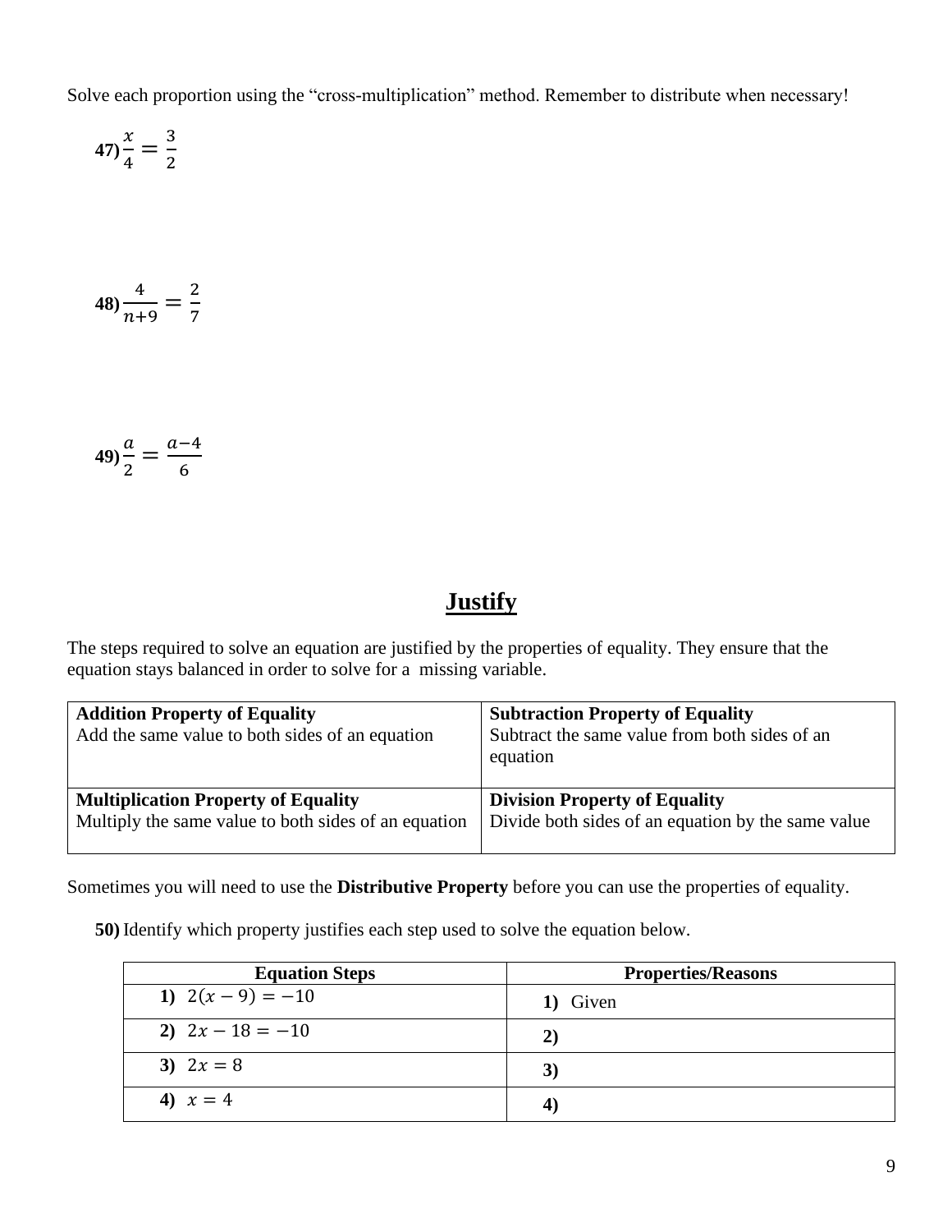Solve each proportion using the "cross-multiplication" method. Remember to distribute when necessary!

**47)** $\frac{x}{4} = \frac{3}{2}$

**48)** $\frac{4}{n+9} = \frac{2}{7}$

**49)** $\frac{a}{2} = \frac{a-4}{6}$

## Justify

The steps required to solve an equation are justified by the properties of equality. They ensure that the equation stays balanced in order to solve for a missing variable.

| **Addition Property of Equality**<br>Add the same value to both sides of an equation | **Subtraction Property of Equality**<br>Subtract the same value from both sides of an equation |
|---|---|
| **Multiplication Property of Equality**<br>Multiply the same value to both sides of an equation | **Division Property of Equality**<br>Divide both sides of an equation by the same value |

Sometimes you will need to use the **Distributive Property** before you can use the properties of equality.

**50)** Identify which property justifies each step used to solve the equation below.

| Equation Steps | Properties/Reasons |
|---|---|
| **1)** $2(x-9) = -10$ | **1)** Given |
| **2)** $2x - 18 = -10$ | **2)** |
| **3)** $2x = 8$ | **3)** |
| **4)** $x = 4$ | **4)** |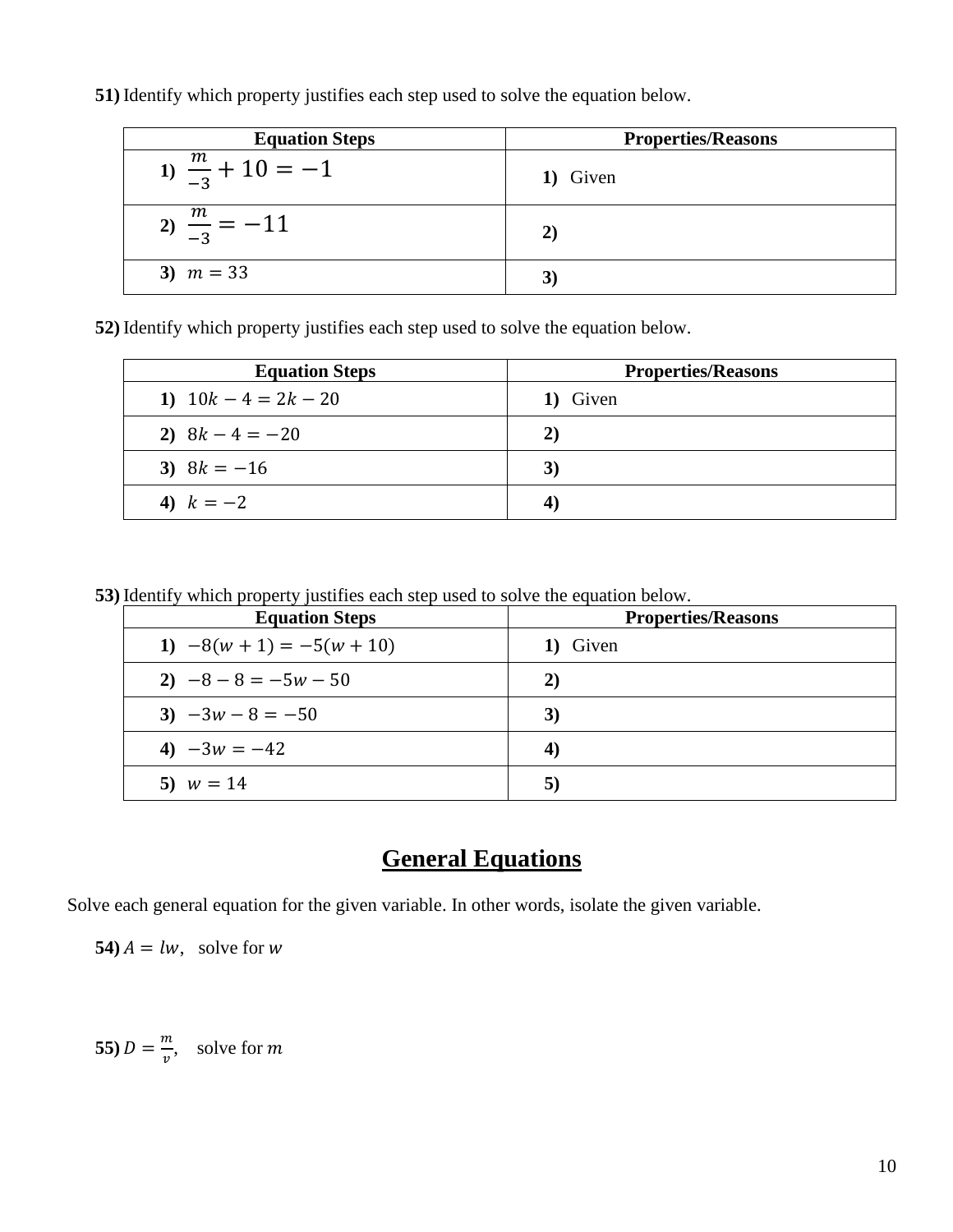**51)** Identify which property justifies each step used to solve the equation below.

| Equation Steps | Properties/Reasons |
|---|---|
| **1)** $\frac{m}{-3} + 10 = -1$ | **1)** Given |
| **2)** $\frac{m}{-3} = -11$ | **2)** |
| **3)** $m = 33$ | **3)** |

**52)** Identify which property justifies each step used to solve the equation below.

| Equation Steps | Properties/Reasons |
|---|---|
| **1)** $10k - 4 = 2k - 20$ | **1)** Given |
| **2)** $8k - 4 = -20$ | **2)** |
| **3)** $8k = -16$ | **3)** |
| **4)** $k = -2$ | **4)** |

**53)** Identify which property justifies each step used to solve the equation below.

| Equation Steps | Properties/Reasons |
|---|---|
| **1)** $-8(w + 1) = -5(w + 10)$ | **1)** Given |
| **2)** $-8 - 8 = -5w - 50$ | **2)** |
| **3)** $-3w - 8 = -50$ | **3)** |
| **4)** $-3w = -42$ | **4)** |
| **5)** $w = 14$ | **5)** |

## General Equations

Solve each general equation for the given variable. In other words, isolate the given variable.

**54)** $A = lw$, solve for $w$

**55)** $D = \frac{m}{v}$, solve for $m$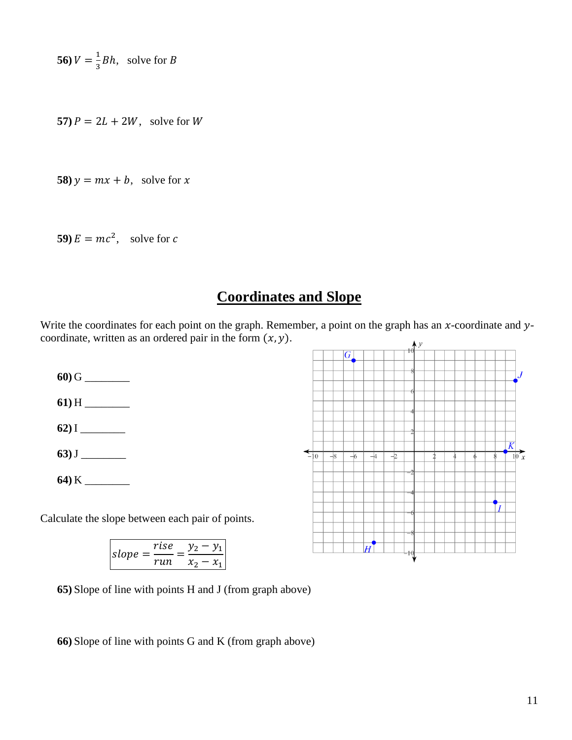**56)** $V = \frac{1}{3}Bh$, solve for $B$

**57)** $P = 2L + 2W$, solve for $W$

**58)** $y = mx + b$, solve for $x$

**59)** $E = mc^2$, solve for $c$

## Coordinates and Slope

Write the coordinates for each point on the graph. Remember, a point on the graph has an $x$-coordinate and $y$-coordinate, written as an ordered pair in the form $(x, y)$.

**60)** G ________

**61)** H ________

**62)** I ________

**63)** J ________

**64)** K ________

Calculate the slope between each pair of points.

$$slope = \frac{rise}{run} = \frac{y_2 - y_1}{x_2 - x_1}$$

**65)** Slope of line with points H and J (from graph above)

**66)** Slope of line with points G and K (from graph above)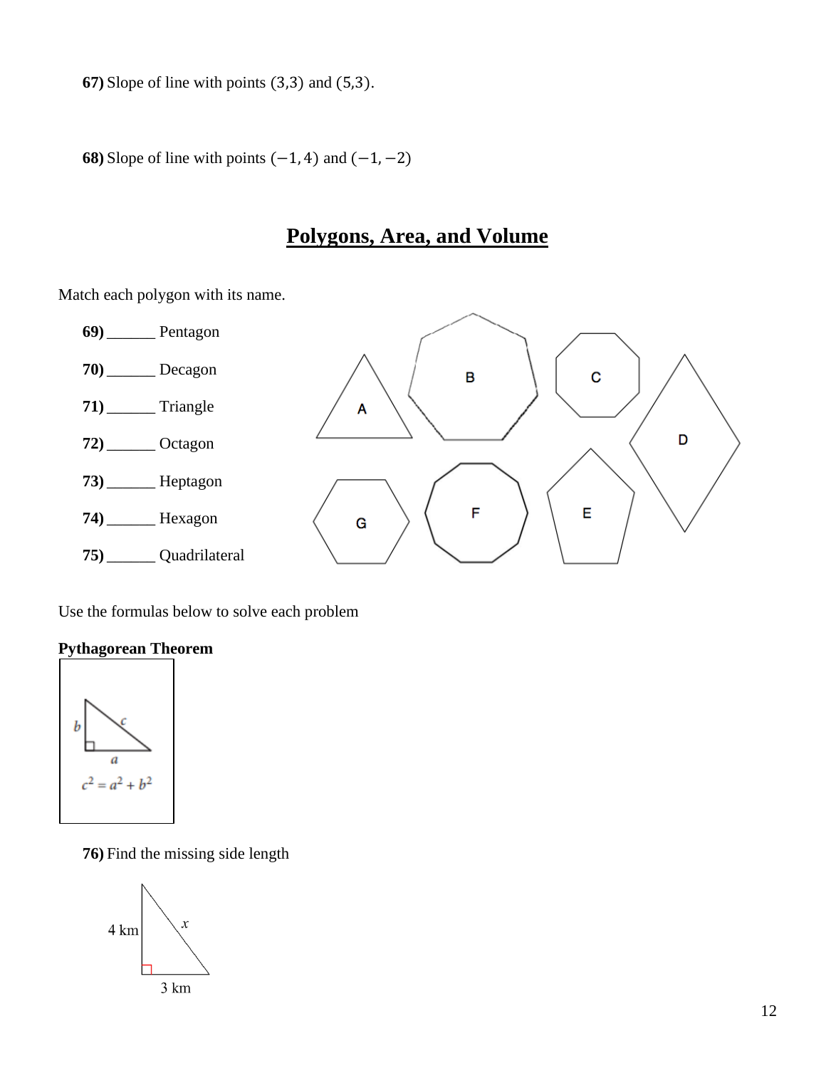**67)** Slope of line with points $(3,3)$ and $(5,3)$.

**68)** Slope of line with points $(-1, 4)$ and $(-1, -2)$

# Polygons, Area, and Volume

Match each polygon with its name.

**69)** ______ Pentagon

**70)** ______ Decagon

**71)** ______ Triangle

**72)** ______ Octagon

**73)** ______ Heptagon

**74)** ______ Hexagon

**75)** ______ Quadrilateral

Use the formulas below to solve each problem

**Pythagorean Theorem**

$$c^2 = a^2 + b^2$$

**76)** Find the missing side length

4 km, 3 km, $x$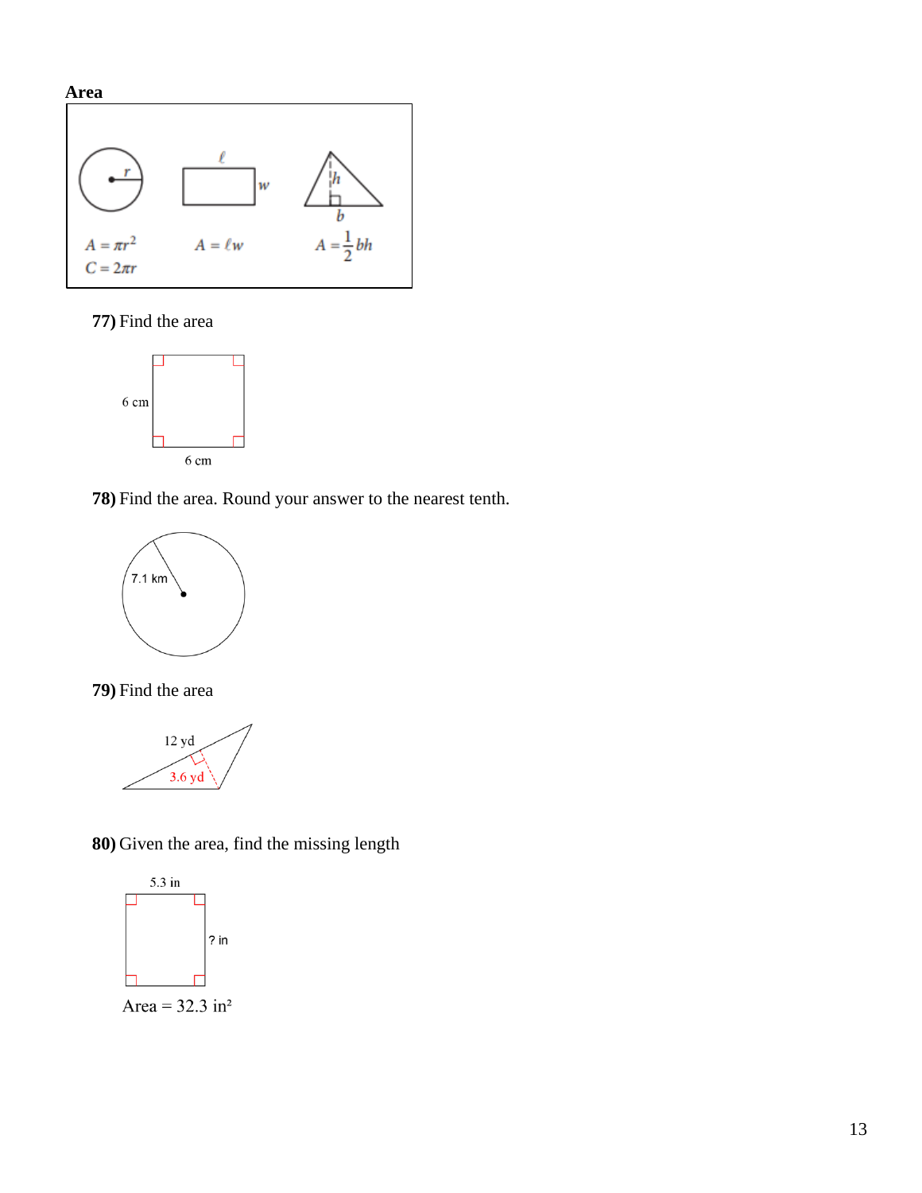**Area**

$A = \pi r^2$

$C = 2\pi r$

$A = \ell w$

$A = \frac{1}{2}bh$

**77)** Find the area

6 cm

6 cm

**78)** Find the area. Round your answer to the nearest tenth.

7.1 km

**79)** Find the area

12 yd

3.6 yd

**80)** Given the area, find the missing length

5.3 in

? in

Area = 32.3 in²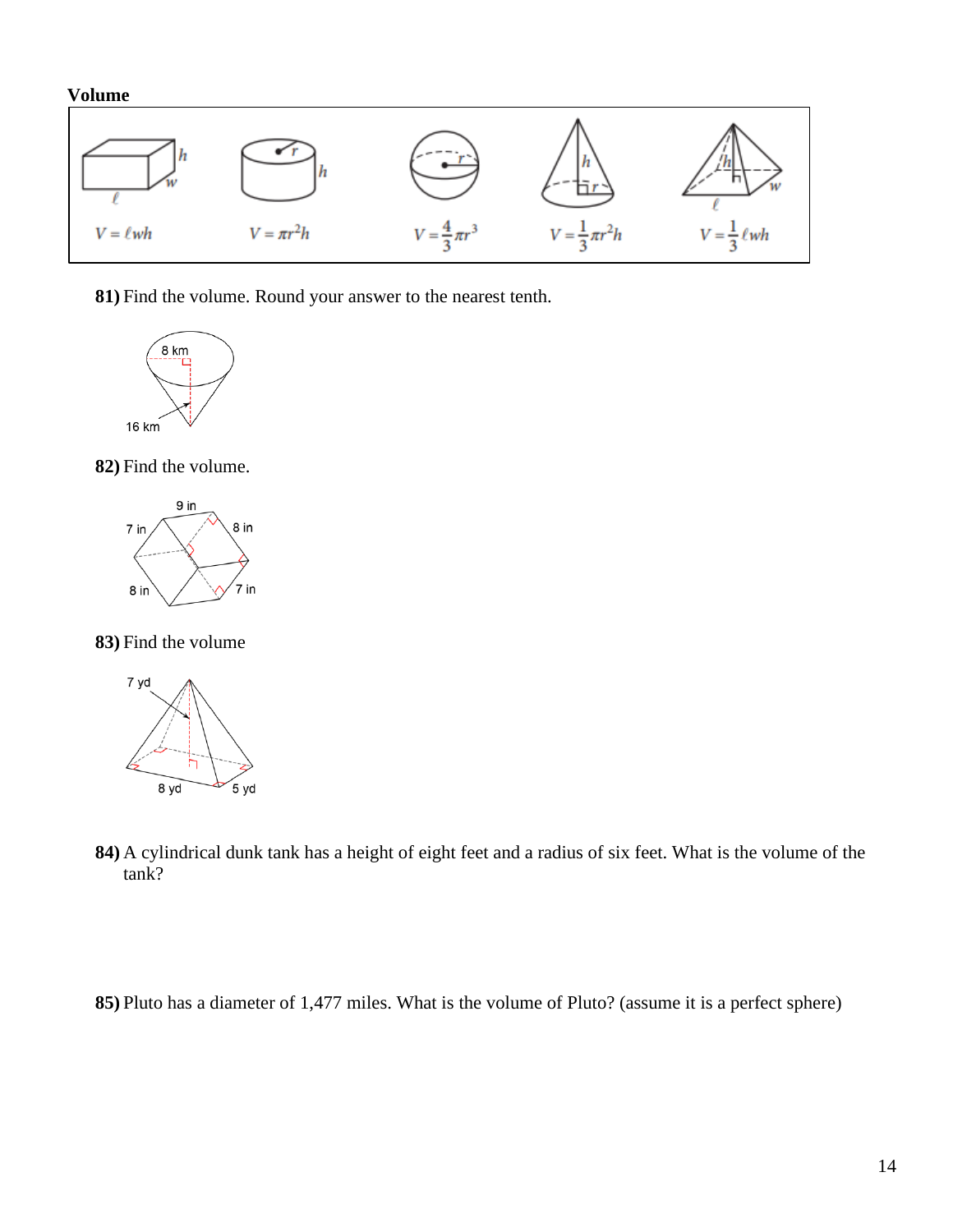**Volume**

| | | | | |
|---|---|---|---|---|
| $V = \ell wh$ | $V = \pi r^2 h$ | $V = \frac{4}{3}\pi r^3$ | $V = \frac{1}{3}\pi r^2 h$ | $V = \frac{1}{3}\ell wh$ |

**81)** Find the volume. Round your answer to the nearest tenth.

8 km

16 km

**82)** Find the volume.

9 in

7 in

8 in

8 in

7 in

**83)** Find the volume

7 yd

8 yd

5 yd

**84)** A cylindrical dunk tank has a height of eight feet and a radius of six feet. What is the volume of the tank?

**85)** Pluto has a diameter of 1,477 miles. What is the volume of Pluto? (assume it is a perfect sphere)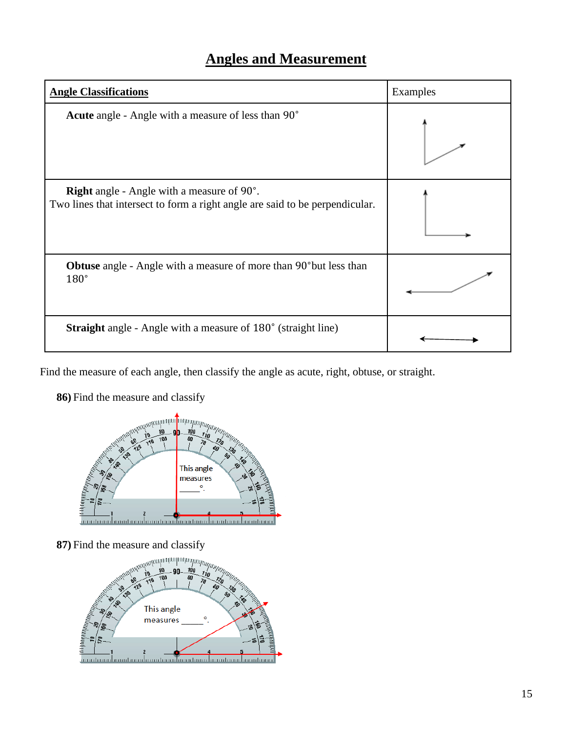# Angles and Measurement

| **Angle Classifications** | Examples |
|---|---|
| **Acute** angle - Angle with a measure of less than 90˚ | |
| **Right** angle - Angle with a measure of 90˚. Two lines that intersect to form a right angle are said to be perpendicular. | |
| **Obtuse** angle - Angle with a measure of more than 90˚but less than 180˚ | |
| **Straight** angle - Angle with a measure of 180˚ (straight line) | |

Find the measure of each angle, then classify the angle as acute, right, obtuse, or straight.

**86)** Find the measure and classify

This angle measures _____°.

**87)** Find the measure and classify

This angle measures _____°.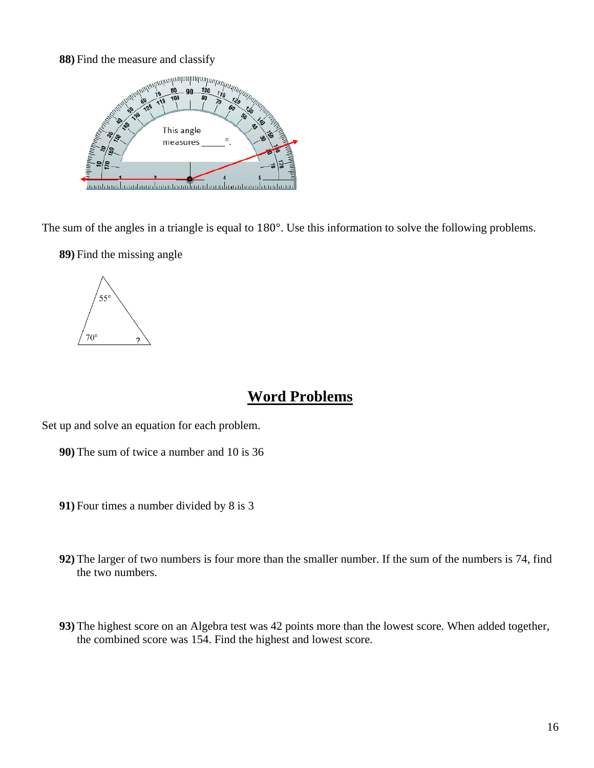**88)** Find the measure and classify

This angle measures _____°.

The sum of the angles in a triangle is equal to 180°. Use this information to solve the following problems.

**89)** Find the missing angle

55°

70°  ?

## Word Problems

Set up and solve an equation for each problem.

**90)** The sum of twice a number and 10 is 36

**91)** Four times a number divided by 8 is 3

**92)** The larger of two numbers is four more than the smaller number. If the sum of the numbers is 74, find the two numbers.

**93)** The highest score on an Algebra test was 42 points more than the lowest score. When added together, the combined score was 154. Find the highest and lowest score.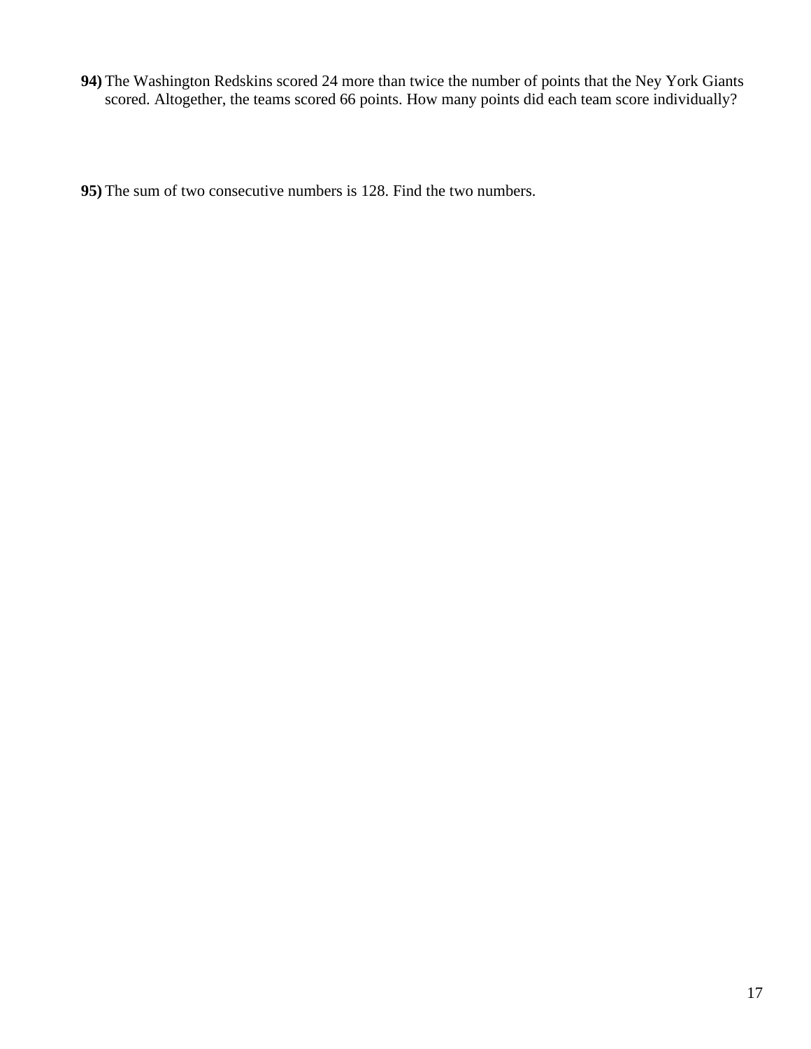**94)** The Washington Redskins scored 24 more than twice the number of points that the Ney York Giants scored. Altogether, the teams scored 66 points. How many points did each team score individually?

**95)** The sum of two consecutive numbers is 128. Find the two numbers.